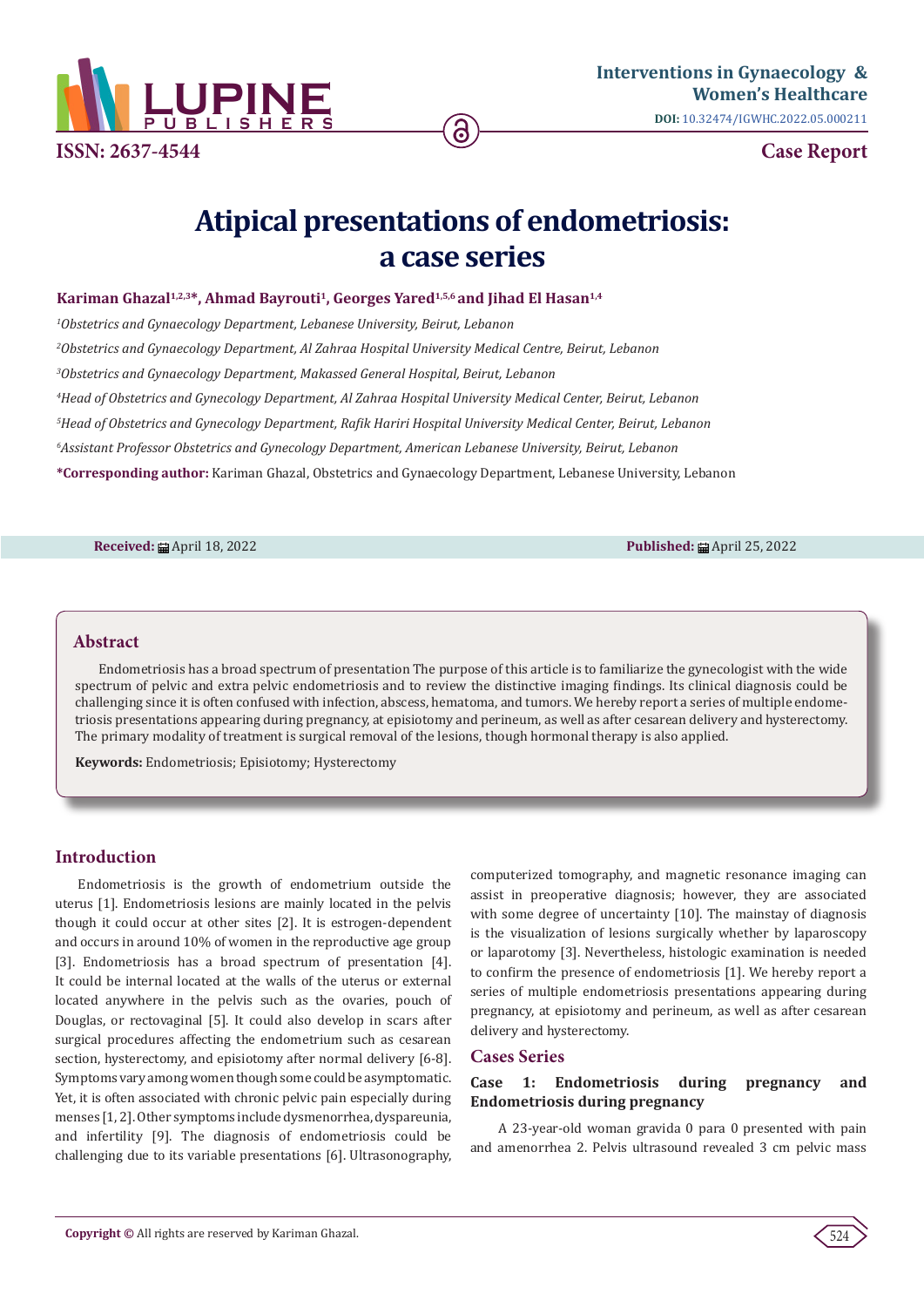Interventions in Gynaecology & Women's Healthcare

DOI: 10.32474/IGWHC.2022.05.000211

ISSN: 2637-4544

Case Report

# Atipical presentations of endometriosis: a case series

**Kariman Ghazal[1,2,3]*, Ahmad Bayrouti[1], Georges Yared[1,5,6] and Jihad El Hasan[1,4]**

[1]*Obstetrics and Gynaecology Department, Lebanese University, Beirut, Lebanon*

[2]*Obstetrics and Gynaecology Department, Al Zahraa Hospital University Medical Centre, Beirut, Lebanon*

[3]*Obstetrics and Gynaecology Department, Makassed General Hospital, Beirut, Lebanon*

[4]*Head of Obstetrics and Gynecology Department, Al Zahraa Hospital University Medical Center, Beirut, Lebanon*

[5]*Head of Obstetrics and Gynecology Department, Rafik Hariri Hospital University Medical Center, Beirut, Lebanon*

[6]*Assistant Professor Obstetrics and Gynecology Department, American Lebanese University, Beirut, Lebanon*

***Corresponding author:** Kariman Ghazal, Obstetrics and Gynaecology Department, Lebanese University, Lebanon

**Received:** April 18, 2022 **Published:** April 25, 2022

## Abstract

Endometriosis has a broad spectrum of presentation The purpose of this article is to familiarize the gynecologist with the wide spectrum of pelvic and extra pelvic endometriosis and to review the distinctive imaging findings. Its clinical diagnosis could be challenging since it is often confused with infection, abscess, hematoma, and tumors. We hereby report a series of multiple endometriosis presentations appearing during pregnancy, at episiotomy and perineum, as well as after cesarean delivery and hysterectomy. The primary modality of treatment is surgical removal of the lesions, though hormonal therapy is also applied.

**Keywords:** Endometriosis; Episiotomy; Hysterectomy

## Introduction

Endometriosis is the growth of endometrium outside the uterus [1]. Endometriosis lesions are mainly located in the pelvis though it could occur at other sites [2]. It is estrogen-dependent and occurs in around 10% of women in the reproductive age group [3]. Endometriosis has a broad spectrum of presentation [4]. It could be internal located at the walls of the uterus or external located anywhere in the pelvis such as the ovaries, pouch of Douglas, or rectovaginal [5]. It could also develop in scars after surgical procedures affecting the endometrium such as cesarean section, hysterectomy, and episiotomy after normal delivery [6-8]. Symptoms vary among women though some could be asymptomatic. Yet, it is often associated with chronic pelvic pain especially during menses [1, 2]. Other symptoms include dysmenorrhea, dyspareunia, and infertility [9]. The diagnosis of endometriosis could be challenging due to its variable presentations [6]. Ultrasonography, computerized tomography, and magnetic resonance imaging can assist in preoperative diagnosis; however, they are associated with some degree of uncertainty [10]. The mainstay of diagnosis is the visualization of lesions surgically whether by laparoscopy or laparotomy [3]. Nevertheless, histologic examination is needed to confirm the presence of endometriosis [1]. We hereby report a series of multiple endometriosis presentations appearing during pregnancy, at episiotomy and perineum, as well as after cesarean delivery and hysterectomy.

## Cases Series

### Case 1: Endometriosis during pregnancy and Endometriosis during pregnancy

A 23-year-old woman gravida 0 para 0 presented with pain and amenorrhea 2. Pelvis ultrasound revealed 3 cm pelvic mass

**Copyright ©** All rights are reserved by Kariman Ghazal.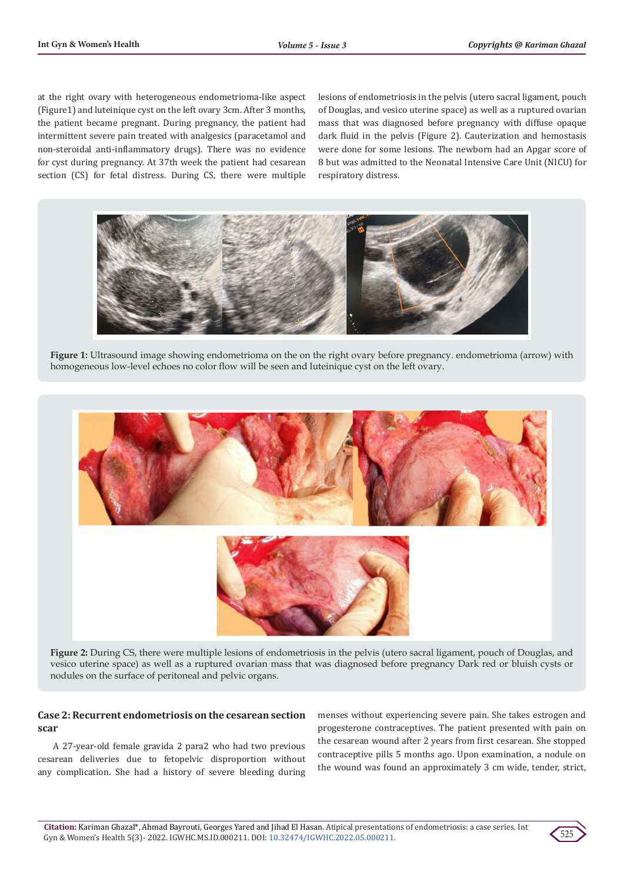at the right ovary with heterogeneous endometrioma-like aspect (Figure1) and luteinique cyst on the left ovary 3cm. After 3 months, the patient became pregnant. During pregnancy, the patient had intermittent severe pain treated with analgesics (paracetamol and non-steroidal anti-inflammatory drugs). There was no evidence for cyst during pregnancy. At 37th week the patient had cesarean section (CS) for fetal distress. During CS, there were multiple lesions of endometriosis in the pelvis (utero sacral ligament, pouch of Douglas, and vesico uterine space) as well as a ruptured ovarian mass that was diagnosed before pregnancy with diffuse opaque dark fluid in the pelvis (Figure 2). Cauterization and hemostasis were done for some lesions. The newborn had an Apgar score of 8 but was admitted to the Neonatal Intensive Care Unit (NICU) for respiratory distress.

**Figure 1:** Ultrasound image showing endometrioma on the on the right ovary before pregnancy. endometrioma (arrow) with homogeneous low-level echoes no color flow will be seen and luteinique cyst on the left ovary.

**Figure 2:** During CS, there were multiple lesions of endometriosis in the pelvis (utero sacral ligament, pouch of Douglas, and vesico uterine space) as well as a ruptured ovarian mass that was diagnosed before pregnancy Dark red or bluish cysts or nodules on the surface of peritoneal and pelvic organs.

## Case 2: Recurrent endometriosis on the cesarean section scar

A 27-year-old female gravida 2 para2 who had two previous cesarean deliveries due to fetopelvic disproportion without any complication. She had a history of severe bleeding during menses without experiencing severe pain. She takes estrogen and progesterone contraceptives. The patient presented with pain on the cesarean wound after 2 years from first cesarean. She stopped contraceptive pills 5 months ago. Upon examination, a nodule on the wound was found an approximately 3 cm wide, tender, strict,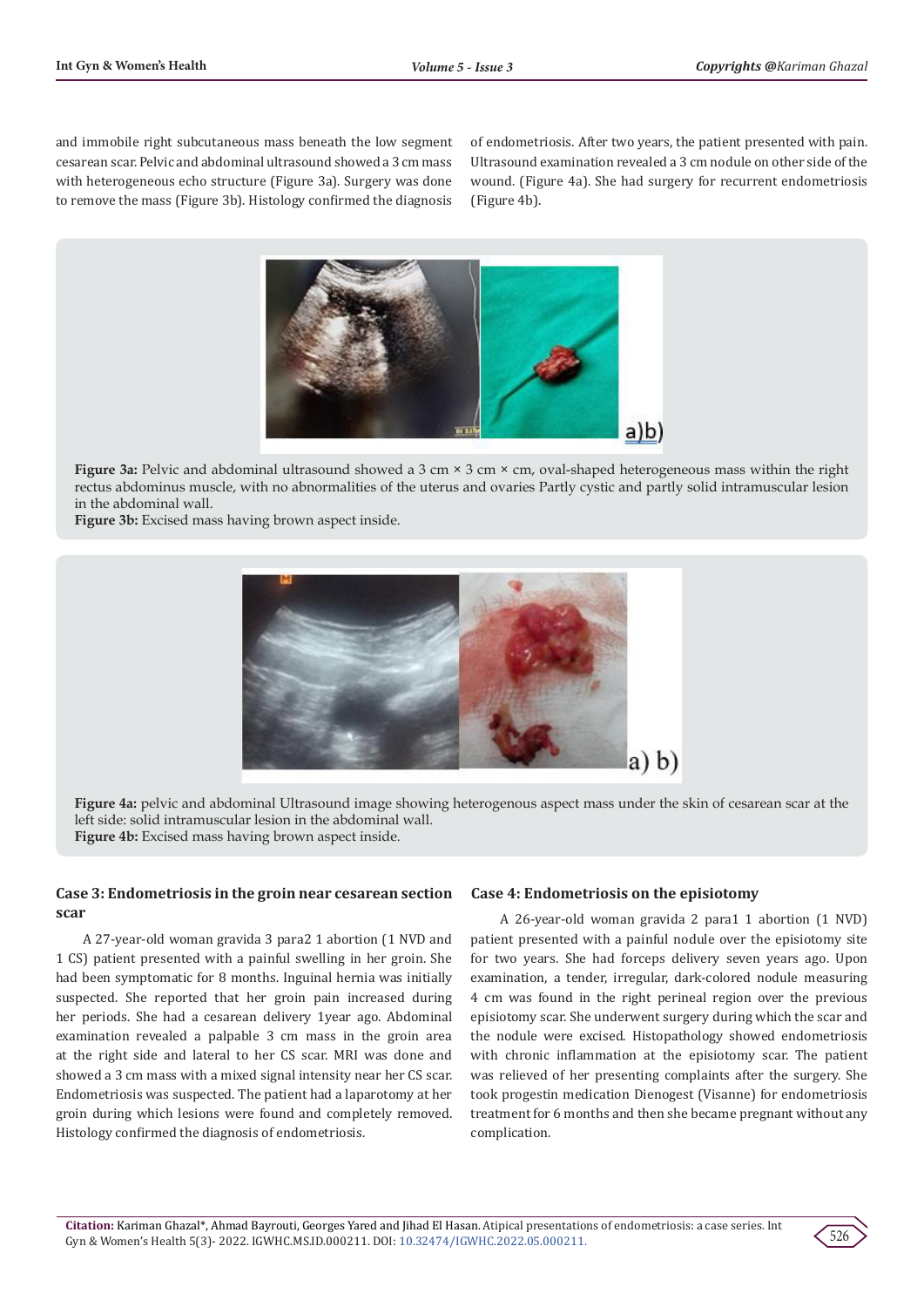and immobile right subcutaneous mass beneath the low segment cesarean scar. Pelvic and abdominal ultrasound showed a 3 cm mass with heterogeneous echo structure (Figure 3a). Surgery was done to remove the mass (Figure 3b). Histology confirmed the diagnosis of endometriosis. After two years, the patient presented with pain. Ultrasound examination revealed a 3 cm nodule on other side of the wound. (Figure 4a). She had surgery for recurrent endometriosis (Figure 4b).

**Figure 3a:** Pelvic and abdominal ultrasound showed a 3 cm × 3 cm × cm, oval-shaped heterogeneous mass within the right rectus abdominus muscle, with no abnormalities of the uterus and ovaries Partly cystic and partly solid intramuscular lesion in the abdominal wall.
**Figure 3b:** Excised mass having brown aspect inside.

**Figure 4a:** pelvic and abdominal Ultrasound image showing heterogenous aspect mass under the skin of cesarean scar at the left side: solid intramuscular lesion in the abdominal wall.
**Figure 4b:** Excised mass having brown aspect inside.

### Case 3: Endometriosis in the groin near cesarean section scar

A 27-year-old woman gravida 3 para2 1 abortion (1 NVD and 1 CS) patient presented with a painful swelling in her groin. She had been symptomatic for 8 months. Inguinal hernia was initially suspected. She reported that her groin pain increased during her periods. She had a cesarean delivery 1year ago. Abdominal examination revealed a palpable 3 cm mass in the groin area at the right side and lateral to her CS scar. MRI was done and showed a 3 cm mass with a mixed signal intensity near her CS scar. Endometriosis was suspected. The patient had a laparotomy at her groin during which lesions were found and completely removed. Histology confirmed the diagnosis of endometriosis.

### Case 4: Endometriosis on the episiotomy

A 26-year-old woman gravida 2 para1 1 abortion (1 NVD) patient presented with a painful nodule over the episiotomy site for two years. She had forceps delivery seven years ago. Upon examination, a tender, irregular, dark-colored nodule measuring 4 cm was found in the right perineal region over the previous episiotomy scar. She underwent surgery during which the scar and the nodule were excised. Histopathology showed endometriosis with chronic inflammation at the episiotomy scar. The patient was relieved of her presenting complaints after the surgery. She took progestin medication Dienogest (Visanne) for endometriosis treatment for 6 months and then she became pregnant without any complication.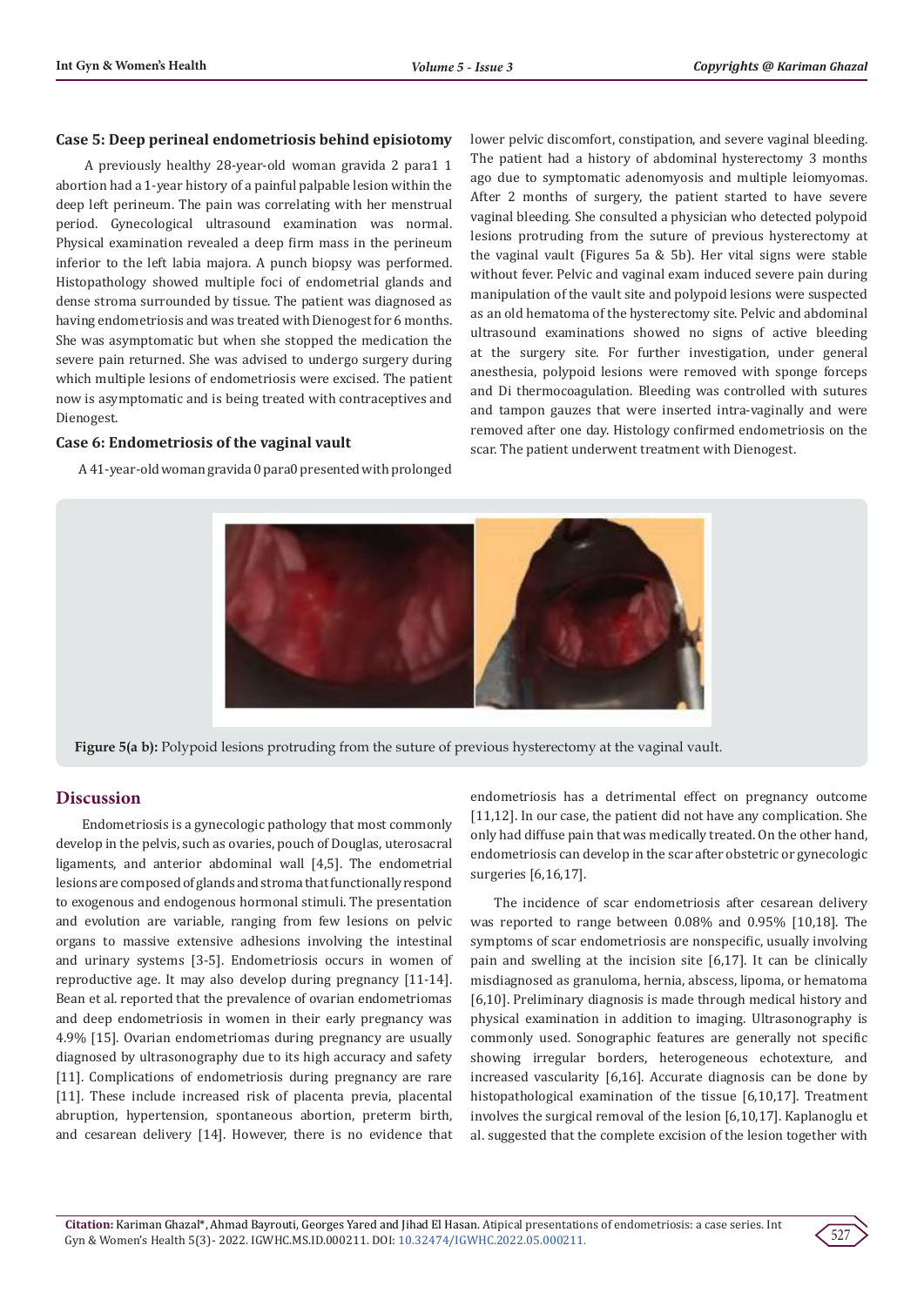### Case 5: Deep perineal endometriosis behind episiotomy

A previously healthy 28-year-old woman gravida 2 para1 1 abortion had a 1-year history of a painful palpable lesion within the deep left perineum. The pain was correlating with her menstrual period. Gynecological ultrasound examination was normal. Physical examination revealed a deep firm mass in the perineum inferior to the left labia majora. A punch biopsy was performed. Histopathology showed multiple foci of endometrial glands and dense stroma surrounded by tissue. The patient was diagnosed as having endometriosis and was treated with Dienogest for 6 months. She was asymptomatic but when she stopped the medication the severe pain returned. She was advised to undergo surgery during which multiple lesions of endometriosis were excised. The patient now is asymptomatic and is being treated with contraceptives and Dienogest.

### Case 6: Endometriosis of the vaginal vault

A 41-year-old woman gravida 0 para0 presented with prolonged lower pelvic discomfort, constipation, and severe vaginal bleeding. The patient had a history of abdominal hysterectomy 3 months ago due to symptomatic adenomyosis and multiple leiomyomas. After 2 months of surgery, the patient started to have severe vaginal bleeding. She consulted a physician who detected polypoid lesions protruding from the suture of previous hysterectomy at the vaginal vault (Figures 5a & 5b). Her vital signs were stable without fever. Pelvic and vaginal exam induced severe pain during manipulation of the vault site and polypoid lesions were suspected as an old hematoma of the hysterectomy site. Pelvic and abdominal ultrasound examinations showed no signs of active bleeding at the surgery site. For further investigation, under general anesthesia, polypoid lesions were removed with sponge forceps and Di thermocoagulation. Bleeding was controlled with sutures and tampon gauzes that were inserted intra-vaginally and were removed after one day. Histology confirmed endometriosis on the scar. The patient underwent treatment with Dienogest.

**Figure 5(a b):** Polypoid lesions protruding from the suture of previous hysterectomy at the vaginal vault.

## Discussion

Endometriosis is a gynecologic pathology that most commonly develop in the pelvis, such as ovaries, pouch of Douglas, uterosacral ligaments, and anterior abdominal wall [4,5]. The endometrial lesions are composed of glands and stroma that functionally respond to exogenous and endogenous hormonal stimuli. The presentation and evolution are variable, ranging from few lesions on pelvic organs to massive extensive adhesions involving the intestinal and urinary systems [3-5]. Endometriosis occurs in women of reproductive age. It may also develop during pregnancy [11-14]. Bean et al. reported that the prevalence of ovarian endometriomas and deep endometriosis in women in their early pregnancy was 4.9% [15]. Ovarian endometriomas during pregnancy are usually diagnosed by ultrasonography due to its high accuracy and safety [11]. Complications of endometriosis during pregnancy are rare [11]. These include increased risk of placenta previa, placental abruption, hypertension, spontaneous abortion, preterm birth, and cesarean delivery [14]. However, there is no evidence that endometriosis has a detrimental effect on pregnancy outcome [11,12]. In our case, the patient did not have any complication. She only had diffuse pain that was medically treated. On the other hand, endometriosis can develop in the scar after obstetric or gynecologic surgeries [6,16,17].

The incidence of scar endometriosis after cesarean delivery was reported to range between 0.08% and 0.95% [10,18]. The symptoms of scar endometriosis are nonspecific, usually involving pain and swelling at the incision site [6,17]. It can be clinically misdiagnosed as granuloma, hernia, abscess, lipoma, or hematoma [6,10]. Preliminary diagnosis is made through medical history and physical examination in addition to imaging. Ultrasonography is commonly used. Sonographic features are generally not specific showing irregular borders, heterogeneous echotexture, and increased vascularity [6,16]. Accurate diagnosis can be done by histopathological examination of the tissue [6,10,17]. Treatment involves the surgical removal of the lesion [6,10,17]. Kaplanoglu et al. suggested that the complete excision of the lesion together with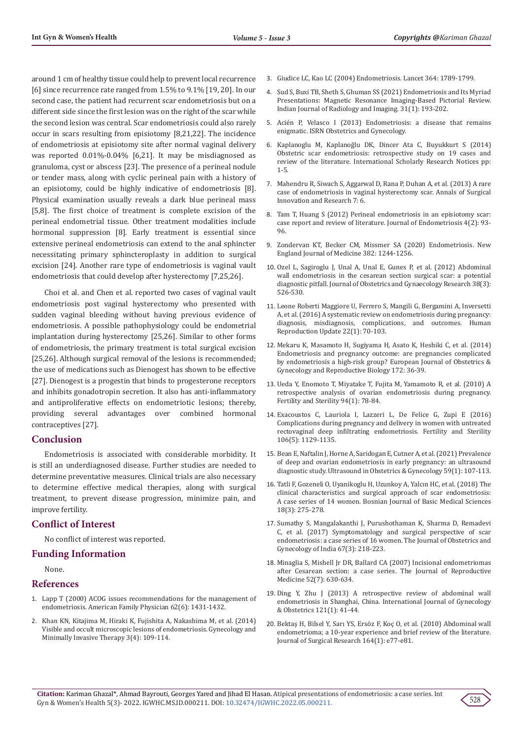around 1 cm of healthy tissue could help to prevent local recurrence [6] since recurrence rate ranged from 1.5% to 9.1% [19, 20]. In our second case, the patient had recurrent scar endometriosis but on a different side since the first lesion was on the right of the scar while the second lesion was central. Scar endometriosis could also rarely occur in scars resulting from episiotomy [8,21,22]. The incidence of endometriosis at episiotomy site after normal vaginal delivery was reported 0.01%-0.04% [6,21]. It may be misdiagnosed as granuloma, cyst or abscess [23]. The presence of a perineal nodule or tender mass, along with cyclic perineal pain with a history of an episiotomy, could be highly indicative of endometriosis [8]. Physical examination usually reveals a dark blue perineal mass [5,8]. The first choice of treatment is complete excision of the perineal endometrial tissue. Other treatment modalities include hormonal suppression [8]. Early treatment is essential since extensive perineal endometriosis can extend to the anal sphincter necessitating primary sphincteroplasty in addition to surgical excision [24]. Another rare type of endometriosis is vaginal vault endometriosis that could develop after hysterectomy [7,25,26].

Choi et al. and Chen et al. reported two cases of vaginal vault endometriosis post vaginal hysterectomy who presented with sudden vaginal bleeding without having previous evidence of endometriosis. A possible pathophysiology could be endometrial implantation during hysterectomy [25,26]. Similar to other forms of endometriosis, the primary treatment is total surgical excision [25,26]. Although surgical removal of the lesions is recommended; the use of medications such as Dienogest has shown to be effective [27]. Dienogest is a progestin that binds to progesterone receptors and inhibits gonadotropin secretion. It also has anti-inflammatory and antiproliferative effects on endometriotic lesions; thereby, providing several advantages over combined hormonal contraceptives [27].

## Conclusion

Endometriosis is associated with considerable morbidity. It is still an underdiagnosed disease. Further studies are needed to determine preventative measures. Clinical trials are also necessary to determine effective medical therapies, along with surgical treatment, to prevent disease progression, minimize pain, and improve fertility.

## Conflict of Interest

No conflict of interest was reported.

## Funding Information

None.

## References

1. Lapp T (2000) ACOG issues recommendations for the management of endometriosis. American Family Physician 62(6): 1431-1432.
2. Khan KN, Kitajima M, Hiraki K, Fujishita A, Nakashima M, et al. (2014) Visible and occult microscopic lesions of endometriosis. Gynecology and Minimally Invasive Therapy 3(4): 109-114.
3. Giudice LC, Kao LC (2004) Endometriosis. Lancet 364: 1789-1799.
4. Sud S, Buxi TB, Sheth S, Ghuman SS (2021) Endometriosis and Its Myriad Presentations: Magnetic Resonance Imaging-Based Pictorial Review. Indian Journal of Radiology and Imaging. 31(1): 193-202.
5. Acién P, Velasco I (2013) Endometriosis: a disease that remains enigmatic. ISRN Obstetrics and Gynecology.
6. Kaplanoglu M, Kaplanoğlu DK, Dincer Ata C, Buyukkurt S (2014) Obstetric scar endometriosis: retrospective study on 19 cases and review of the literature. International Scholarly Research Notices pp: 1-5.
7. Mahendru R, Siwach S, Aggarwal D, Rana P, Duhan A, et al. (2013) A rare case of endometriosis in vaginal hysterectomy scar. Annals of Surgical Innovation and Research 7: 6.
8. Tam T, Huang S (2012) Perineal endometriosis in an episiotomy scar: case report and review of literature. Journal of Endometriosis 4(2): 93-96.
9. Zondervan KT, Becker CM, Missmer SA (2020) Endometriosis. New England Journal of Medicine 382: 1244-1256.
10. Ozel L, Sagiroglu J, Unal A, Unal E, Gunes P, et al. (2012) Abdominal wall endometriosis in the cesarean section surgical scar: a potential diagnostic pitfall. Journal of Obstetrics and Gynaecology Research 38(3): 526-530.
11. Leone Roberti Maggiore U, Ferrero S, Mangili G, Bergamini A, Inversetti A, et al. (2016) A systematic review on endometriosis during pregnancy: diagnosis, misdiagnosis, complications, and outcomes. Human Reproduction Update 22(1): 70-103.
12. Mekaru K, Masamoto H, Sugiyama H, Asato K, Heshiki C, et al. (2014) Endometriosis and pregnancy outcome: are pregnancies complicated by endometriosis a high-risk group? European Journal of Obstetrics & Gynecology and Reproductive Biology 172: 36-39.
13. Ueda Y, Enomoto T, Miyatake T, Fujita M, Yamamoto R, et al. (2010) A retrospective analysis of ovarian endometriosis during pregnancy. Fertility and Sterility 94(1): 78-84.
14. Exacoustos C, Lauriola I, Lazzeri L, De Felice G, Zupi E (2016) Complications during pregnancy and delivery in women with untreated rectovaginal deep infiltrating endometriosis. Fertility and Sterility 106(5): 1129-1135.
15. Bean E, Naftalin J, Horne A, Saridogan E, Cutner A, et al. (2021) Prevalence of deep and ovarian endometriosis in early pregnancy: an ultrasound diagnostic study. Ultrasound in Obstetrics & Gynecology 59(1): 107-113.
16. Tatli F, Gozeneli O, Uyanikoglu H, Uzunkoy A, Yalcın HC, et al. (2018) The clinical characteristics and surgical approach of scar endometriosis: A case series of 14 women. Bosnian Journal of Basic Medical Sciences 18(3): 275-278.
17. Sumathy S, Mangalakanthi J, Purushothaman K, Sharma D, Remadevi C, et al. (2017) Symptomatology and surgical perspective of scar endometriosis: a case series of 16 women. The Journal of Obstetrics and Gynecology of India 67(3): 218-223.
18. Minaglia S, Mishell Jr DR, Ballard CA (2007) Incisional endometriomas after Cesarean section: a case series. The Journal of Reproductive Medicine 52(7): 630-634.
19. Ding Y, Zhu J (2013) A retrospective review of abdominal wall endometriosis in Shanghai, China. International Journal of Gynecology & Obstetrics 121(1): 41-44.
20. Bektaş H, Bilsel Y, Sarı YS, Ersöz F, Koç O, et al. (2010) Abdominal wall endometrioma; a 10-year experience and brief review of the literature. Journal of Surgical Research 164(1): e77-e81.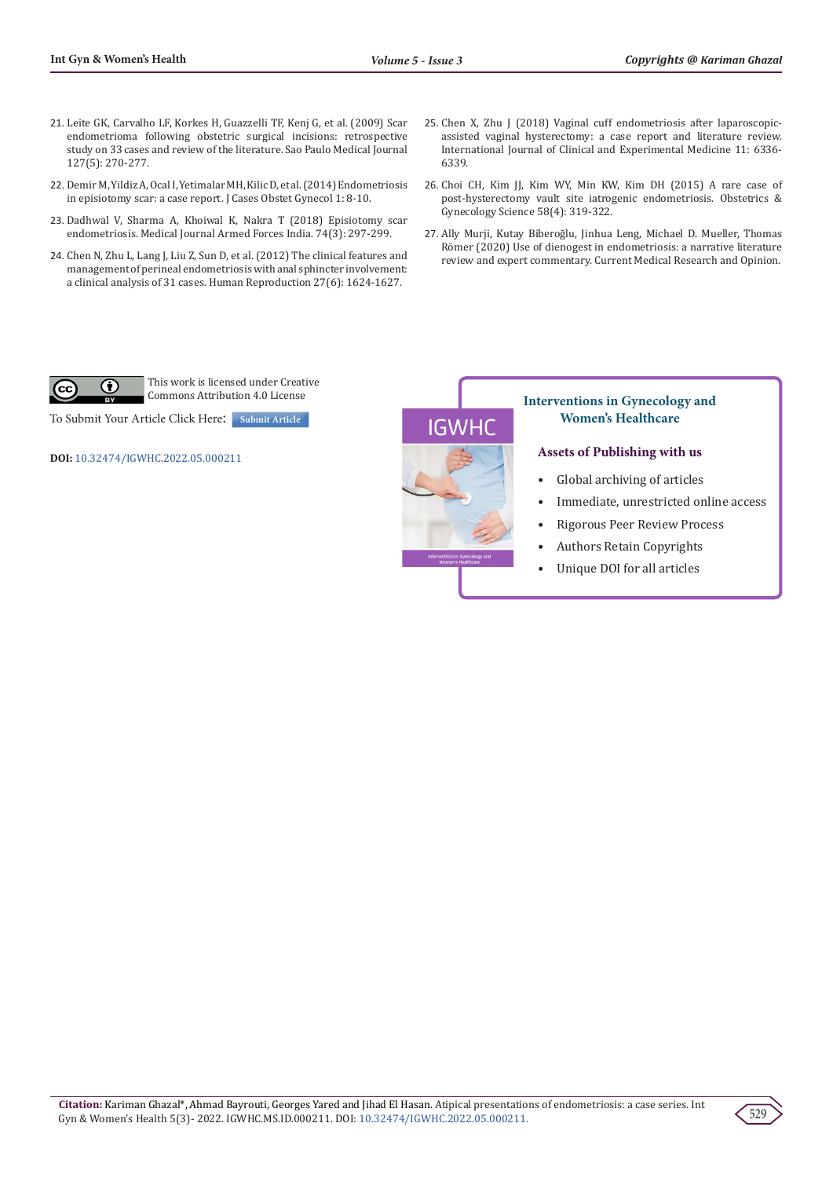21. Leite GK, Carvalho LF, Korkes H, Guazzelli TF, Kenj G, et al. (2009) Scar endometrioma following obstetric surgical incisions: retrospective study on 33 cases and review of the literature. Sao Paulo Medical Journal 127(5): 270-277.
22. Demir M, Yildiz A, Ocal I, Yetimalar MH, Kilic D, et al. (2014) Endometriosis in episiotomy scar: a case report. J Cases Obstet Gynecol 1: 8-10.
23. Dadhwal V, Sharma A, Khoiwal K, Nakra T (2018) Episiotomy scar endometriosis. Medical Journal Armed Forces India. 74(3): 297-299.
24. Chen N, Zhu L, Lang J, Liu Z, Sun D, et al. (2012) The clinical features and management of perineal endometriosis with anal sphincter involvement: a clinical analysis of 31 cases. Human Reproduction 27(6): 1624-1627.
25. Chen X, Zhu J (2018) Vaginal cuff endometriosis after laparoscopic-assisted vaginal hysterectomy: a case report and literature review. International Journal of Clinical and Experimental Medicine 11: 6336-6339.
26. Choi CH, Kim JJ, Kim WY, Min KW, Kim DH (2015) A rare case of post-hysterectomy vault site iatrogenic endometriosis. Obstetrics & Gynecology Science 58(4): 319-322.
27. Ally Murji, Kutay Biberoğlu, Jinhua Leng, Michael D. Mueller, Thomas Römer (2020) Use of dienogest in endometriosis: a narrative literature review and expert commentary. Current Medical Research and Opinion.

This work is licensed under Creative Commons Attribution 4.0 License

To Submit Your Article Click Here: Submit Article

**DOI:** 10.32474/IGWHC.2022.05.000211

IGWHC

**Interventions in Gynecology and Women's Healthcare**

**Assets of Publishing with us**

- Global archiving of articles
- Immediate, unrestricted online access
- Rigorous Peer Review Process
- Authors Retain Copyrights
- Unique DOI for all articles

**Citation:** Kariman Ghazal*, Ahmad Bayrouti, Georges Yared and Jihad El Hasan. Atipical presentations of endometriosis: a case series. Int Gyn & Women's Health 5(3)- 2022. IGWHC.MS.ID.000211. DOI: 10.32474/IGWHC.2022.05.000211.